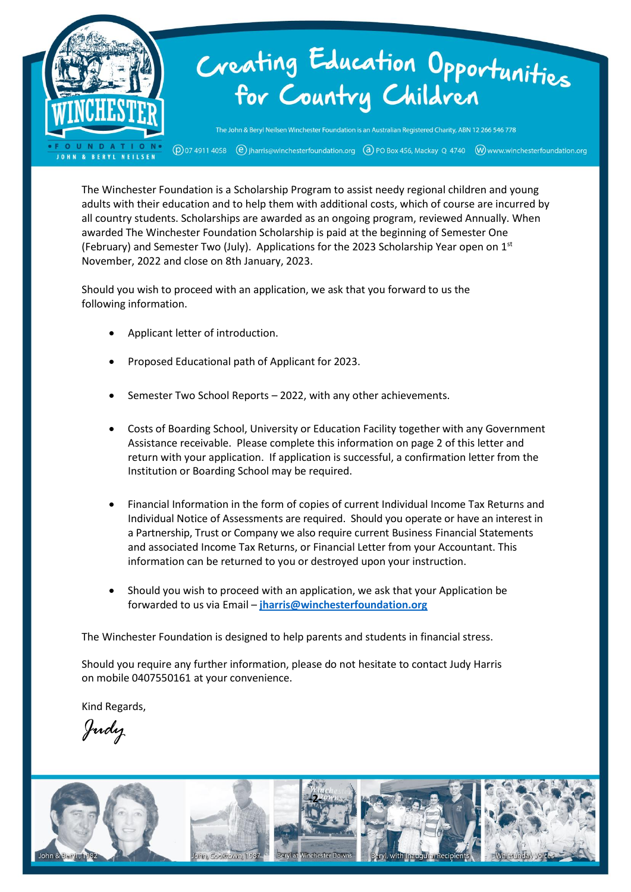# Creating Education Opportunities for Country Children

The John & Beryl Neilsen Winchester Foundation is an Australian Registered Charity, ABN 12 266 546 778

(p) 07 4911 4058 (e) jharris@winchesterfoundation.org (a) PO Box 456, Mackay Q 4740 (w) www.winchesterfoundation.org

The Winchester Foundation is a Scholarship Program to assist needy regional children and young adults with their education and to help them with additional costs, which of course are incurred by all country students. Scholarships are awarded as an ongoing program, reviewed Annually. When awarded The Winchester Foundation Scholarship is paid at the beginning of Semester One (February) and Semester Two (July). Applications for the 2023 Scholarship Year open on 1st November, 2022 and close on 8th January, 2023.

Should you wish to proceed with an application, we ask that you forward to us the following information.

- Applicant letter of introduction.
- Proposed Educational path of Applicant for 2023.
- Semester Two School Reports – 2022, with any other achievements.
- Costs of Boarding School, University or Education Facility together with any Government Assistance receivable. Please complete this information on page 2 of this letter and return with your application. If application is successful, a confirmation letter from the Institution or Boarding School may be required.
- Financial Information in the form of copies of current Individual Income Tax Returns and Individual Notice of Assessments are required. Should you operate or have an interest in a Partnership, Trust or Company we also require current Business Financial Statements and associated Income Tax Returns, or Financial Letter from your Accountant. This information can be returned to you or destroyed upon your instruction.
- Should you wish to proceed with an application, we ask that your Application be forwarded to us via Email – **jharris@winchesterfoundation.org**

The Winchester Foundation is designed to help parents and students in financial stress.

Should you require any further information, please do not hesitate to contact Judy Harris on mobile 0407550161 at your convenience.

Kind Regards,

*Judy*

John & Beryl, 1982 | John, Cooktown, 1987 | Beryl at Winchester Downs | Beryl, with Inaugural Recipients | Whitsunday Voices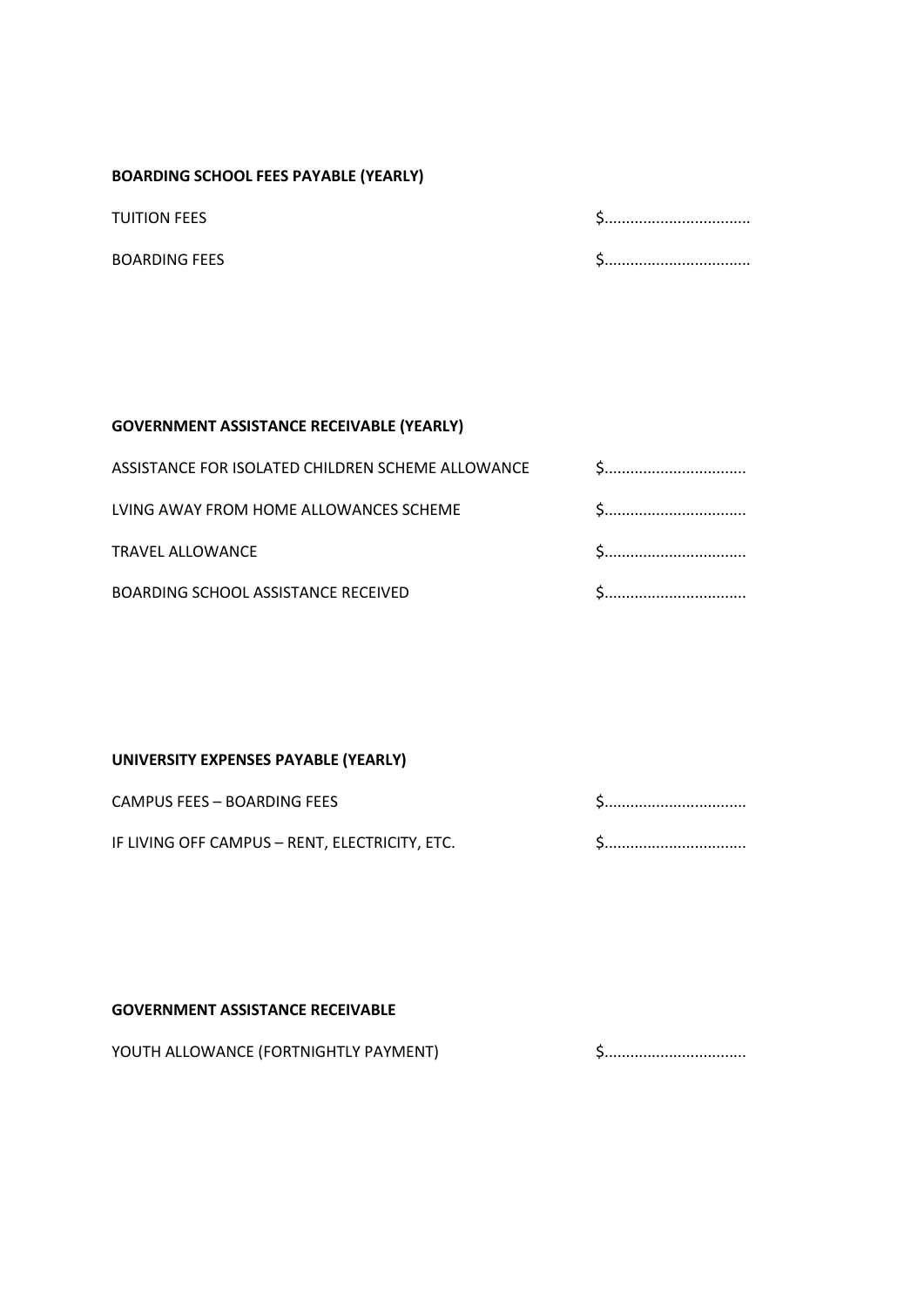**BOARDING SCHOOL FEES PAYABLE (YEARLY)**

| | |
|---|---|
| TUITION FEES | $.................................. |
| BOARDING FEES | $.................................. |

**GOVERNMENT ASSISTANCE RECEIVABLE (YEARLY)**

| | |
|---|---|
| ASSISTANCE FOR ISOLATED CHILDREN SCHEME ALLOWANCE | $................................. |
| LVING AWAY FROM HOME ALLOWANCES SCHEME | $................................. |
| TRAVEL ALLOWANCE | $................................. |
| BOARDING SCHOOL ASSISTANCE RECEIVED | $................................. |

**UNIVERSITY EXPENSES PAYABLE (YEARLY)**

| | |
|---|---|
| CAMPUS FEES – BOARDING FEES | $................................. |
| IF LIVING OFF CAMPUS – RENT, ELECTRICITY, ETC. | $................................. |

**GOVERNMENT ASSISTANCE RECEIVABLE**

| | |
|---|---|
| YOUTH ALLOWANCE (FORTNIGHTLY PAYMENT) | $................................. |